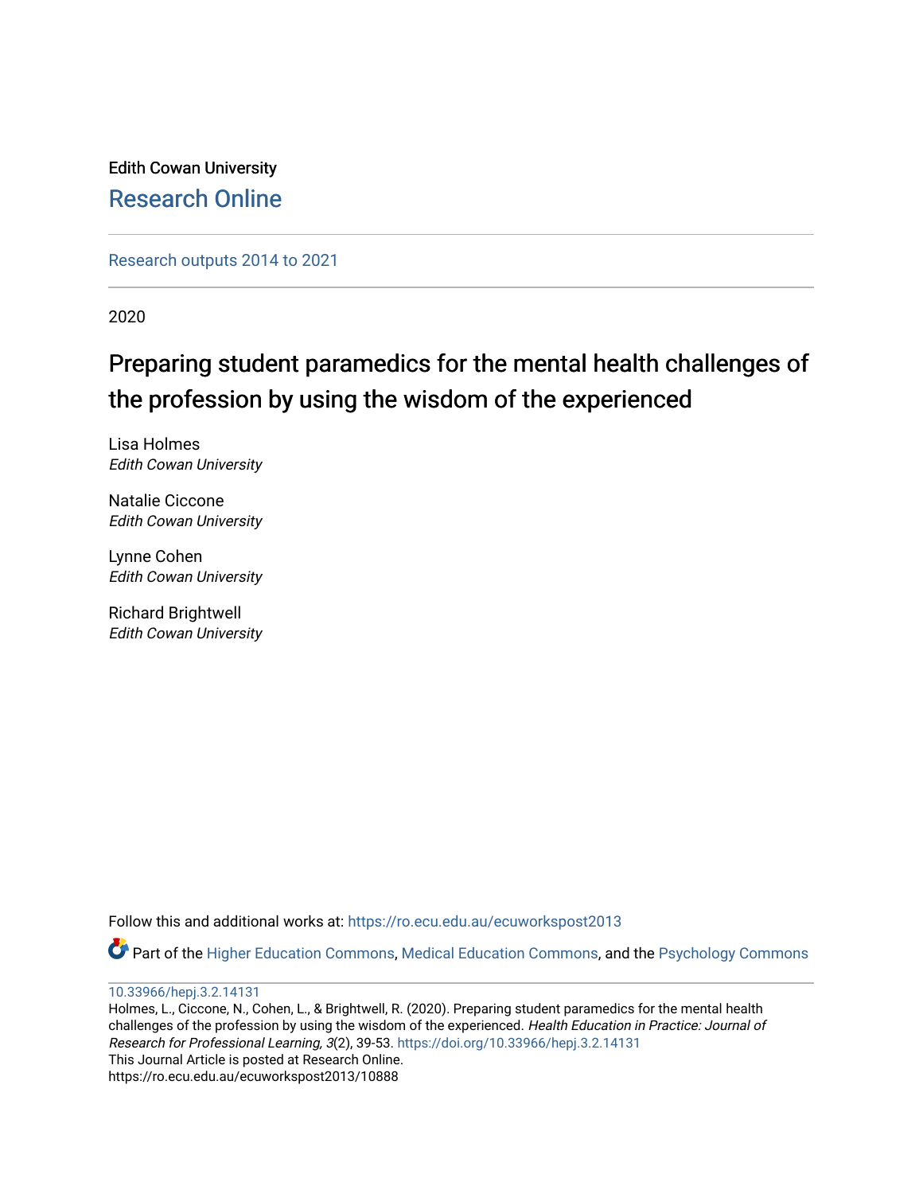Edith Cowan University

Research Online

Research outputs 2014 to 2021

2020

# Preparing student paramedics for the mental health challenges of the profession by using the wisdom of the experienced

Lisa Holmes
*Edith Cowan University*

Natalie Ciccone
*Edith Cowan University*

Lynne Cohen
*Edith Cowan University*

Richard Brightwell
*Edith Cowan University*

Follow this and additional works at: https://ro.ecu.edu.au/ecuworkspost2013

Part of the Higher Education Commons, Medical Education Commons, and the Psychology Commons

10.33966/hepj.3.2.14131
Holmes, L., Ciccone, N., Cohen, L., & Brightwell, R. (2020). Preparing student paramedics for the mental health challenges of the profession by using the wisdom of the experienced. *Health Education in Practice: Journal of Research for Professional Learning, 3*(2), 39-53. https://doi.org/10.33966/hepj.3.2.14131
This Journal Article is posted at Research Online.
https://ro.ecu.edu.au/ecuworkspost2013/10888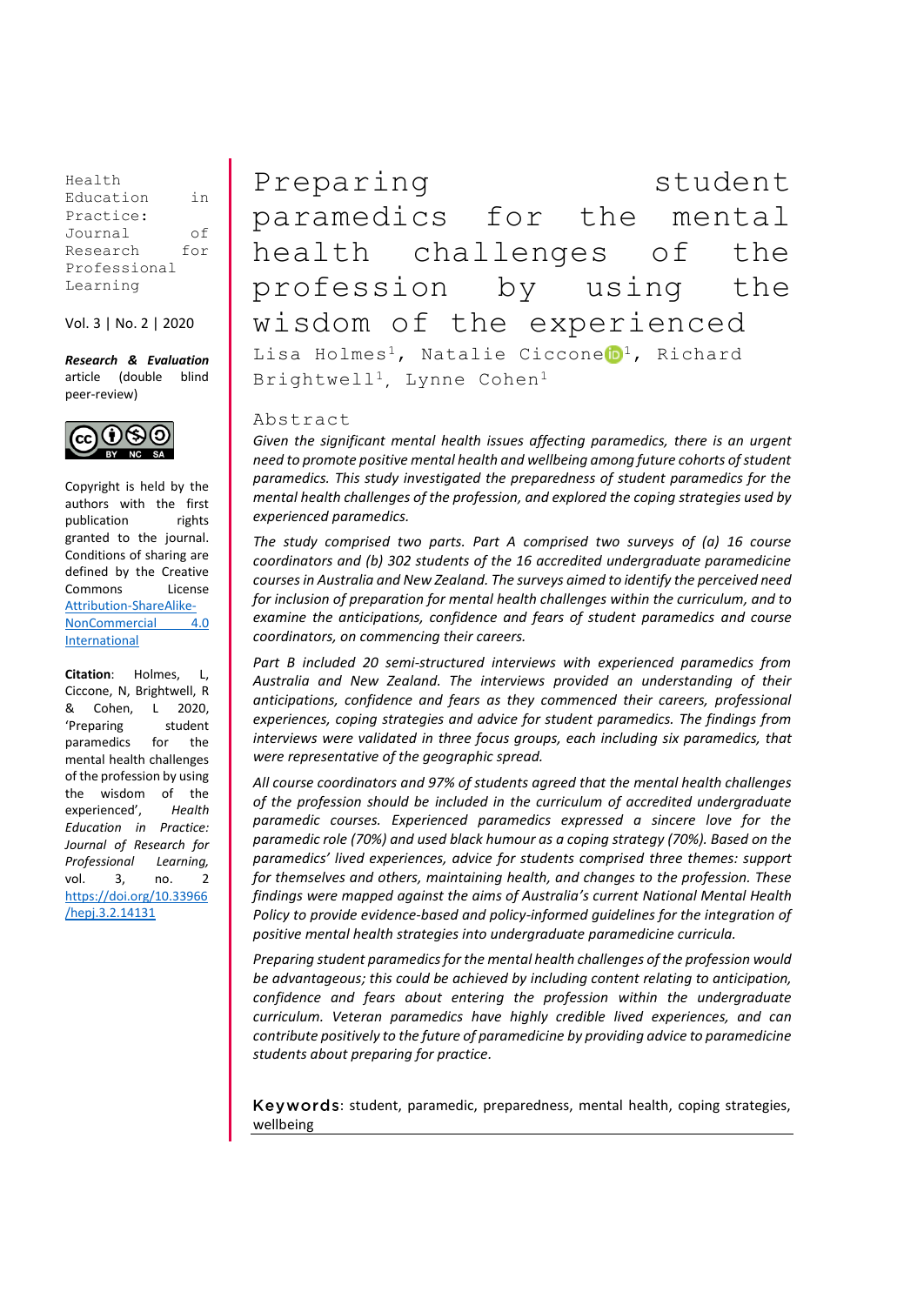Health Education in Practice: Journal of Research for Professional Learning

Vol. 3 | No. 2 | 2020

***Research & Evaluation*** article (double blind peer-review)

Copyright is held by the authors with the first publication rights granted to the journal. Conditions of sharing are defined by the Creative Commons License [Attribution-ShareAlike-NonCommercial 4.0 International](https://creativecommons.org/licenses/by-nc-sa/4.0/)

**Citation**: Holmes, L, Ciccone, N, Brightwell, R & Cohen, L 2020, 'Preparing student paramedics for the mental health challenges of the profession by using the wisdom of the experienced', *Health Education in Practice: Journal of Research for Professional Learning*, vol. 3, no. 2 [https://doi.org/10.33966/hepj.3.2.14131](https://doi.org/10.33966/hepj.3.2.14131)

# Preparing student paramedics for the mental health challenges of the profession by using the wisdom of the experienced

Lisa Holmes[1], Natalie Ciccone[1], Richard Brightwell[1], Lynne Cohen[1]

## Abstract

*Given the significant mental health issues affecting paramedics, there is an urgent need to promote positive mental health and wellbeing among future cohorts of student paramedics. This study investigated the preparedness of student paramedics for the mental health challenges of the profession, and explored the coping strategies used by experienced paramedics.*

*The study comprised two parts. Part A comprised two surveys of (a) 16 course coordinators and (b) 302 students of the 16 accredited undergraduate paramedicine courses in Australia and New Zealand. The surveys aimed to identify the perceived need for inclusion of preparation for mental health challenges within the curriculum, and to examine the anticipations, confidence and fears of student paramedics and course coordinators, on commencing their careers.*

*Part B included 20 semi-structured interviews with experienced paramedics from Australia and New Zealand. The interviews provided an understanding of their anticipations, confidence and fears as they commenced their careers, professional experiences, coping strategies and advice for student paramedics. The findings from interviews were validated in three focus groups, each including six paramedics, that were representative of the geographic spread.*

*All course coordinators and 97% of students agreed that the mental health challenges of the profession should be included in the curriculum of accredited undergraduate paramedic courses. Experienced paramedics expressed a sincere love for the paramedic role (70%) and used black humour as a coping strategy (70%). Based on the paramedics' lived experiences, advice for students comprised three themes: support for themselves and others, maintaining health, and changes to the profession. These findings were mapped against the aims of Australia's current National Mental Health Policy to provide evidence-based and policy-informed guidelines for the integration of positive mental health strategies into undergraduate paramedicine curricula.*

*Preparing student paramedics for the mental health challenges of the profession would be advantageous; this could be achieved by including content relating to anticipation, confidence and fears about entering the profession within the undergraduate curriculum. Veteran paramedics have highly credible lived experiences, and can contribute positively to the future of paramedicine by providing advice to paramedicine students about preparing for practice.*

**Keywords**: student, paramedic, preparedness, mental health, coping strategies, wellbeing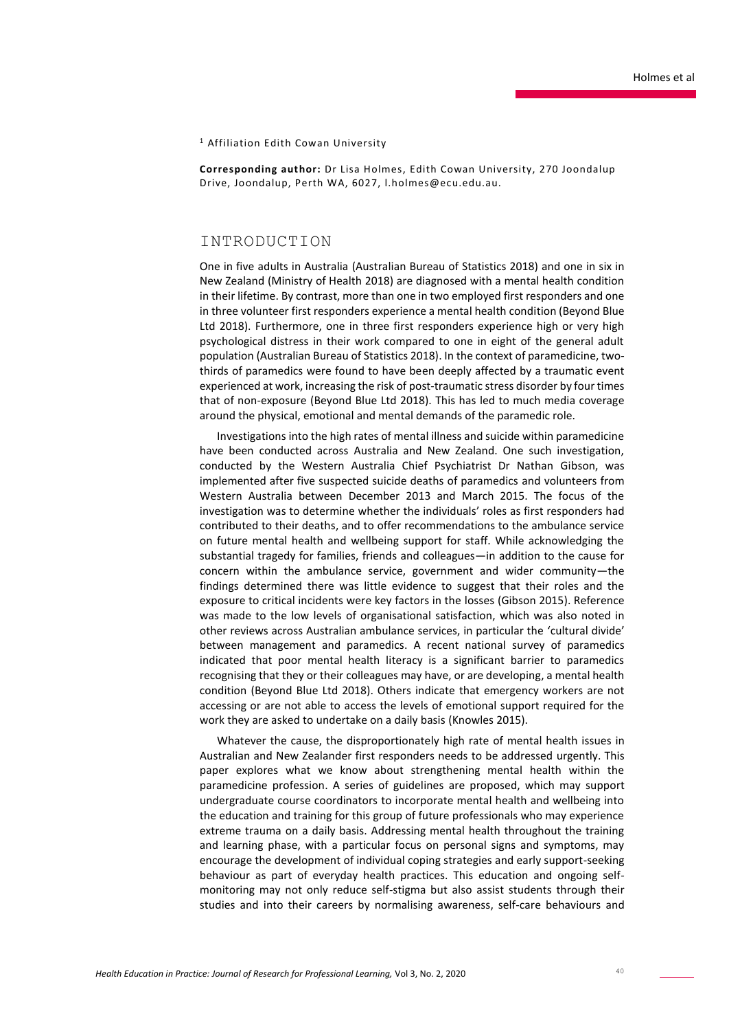[1] Affiliation Edith Cowan University

**Corresponding author:** Dr Lisa Holmes, Edith Cowan University, 270 Joondalup Drive, Joondalup, Perth WA, 6027, l.holmes@ecu.edu.au.

## INTRODUCTION

One in five adults in Australia (Australian Bureau of Statistics 2018) and one in six in New Zealand (Ministry of Health 2018) are diagnosed with a mental health condition in their lifetime. By contrast, more than one in two employed first responders and one in three volunteer first responders experience a mental health condition (Beyond Blue Ltd 2018). Furthermore, one in three first responders experience high or very high psychological distress in their work compared to one in eight of the general adult population (Australian Bureau of Statistics 2018). In the context of paramedicine, two-thirds of paramedics were found to have been deeply affected by a traumatic event experienced at work, increasing the risk of post-traumatic stress disorder by four times that of non-exposure (Beyond Blue Ltd 2018). This has led to much media coverage around the physical, emotional and mental demands of the paramedic role.

Investigations into the high rates of mental illness and suicide within paramedicine have been conducted across Australia and New Zealand. One such investigation, conducted by the Western Australia Chief Psychiatrist Dr Nathan Gibson, was implemented after five suspected suicide deaths of paramedics and volunteers from Western Australia between December 2013 and March 2015. The focus of the investigation was to determine whether the individuals' roles as first responders had contributed to their deaths, and to offer recommendations to the ambulance service on future mental health and wellbeing support for staff. While acknowledging the substantial tragedy for families, friends and colleagues—in addition to the cause for concern within the ambulance service, government and wider community—the findings determined there was little evidence to suggest that their roles and the exposure to critical incidents were key factors in the losses (Gibson 2015). Reference was made to the low levels of organisational satisfaction, which was also noted in other reviews across Australian ambulance services, in particular the 'cultural divide' between management and paramedics. A recent national survey of paramedics indicated that poor mental health literacy is a significant barrier to paramedics recognising that they or their colleagues may have, or are developing, a mental health condition (Beyond Blue Ltd 2018). Others indicate that emergency workers are not accessing or are not able to access the levels of emotional support required for the work they are asked to undertake on a daily basis (Knowles 2015).

Whatever the cause, the disproportionately high rate of mental health issues in Australian and New Zealander first responders needs to be addressed urgently. This paper explores what we know about strengthening mental health within the paramedicine profession. A series of guidelines are proposed, which may support undergraduate course coordinators to incorporate mental health and wellbeing into the education and training for this group of future professionals who may experience extreme trauma on a daily basis. Addressing mental health throughout the training and learning phase, with a particular focus on personal signs and symptoms, may encourage the development of individual coping strategies and early support-seeking behaviour as part of everyday health practices. This education and ongoing self-monitoring may not only reduce self-stigma but also assist students through their studies and into their careers by normalising awareness, self-care behaviours and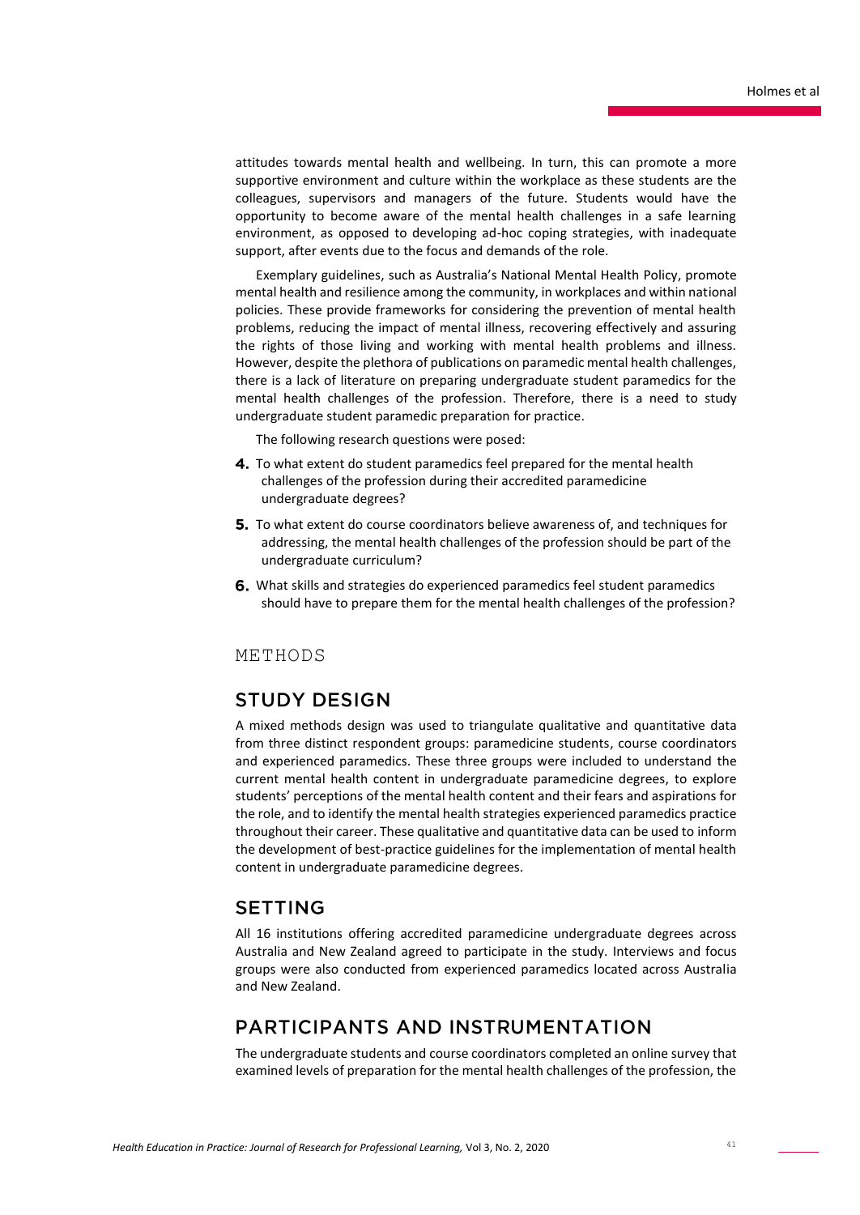attitudes towards mental health and wellbeing. In turn, this can promote a more supportive environment and culture within the workplace as these students are the colleagues, supervisors and managers of the future. Students would have the opportunity to become aware of the mental health challenges in a safe learning environment, as opposed to developing ad-hoc coping strategies, with inadequate support, after events due to the focus and demands of the role.

Exemplary guidelines, such as Australia's National Mental Health Policy, promote mental health and resilience among the community, in workplaces and within national policies. These provide frameworks for considering the prevention of mental health problems, reducing the impact of mental illness, recovering effectively and assuring the rights of those living and working with mental health problems and illness. However, despite the plethora of publications on paramedic mental health challenges, there is a lack of literature on preparing undergraduate student paramedics for the mental health challenges of the profession. Therefore, there is a need to study undergraduate student paramedic preparation for practice.

The following research questions were posed:

4. To what extent do student paramedics feel prepared for the mental health challenges of the profession during their accredited paramedicine undergraduate degrees?
5. To what extent do course coordinators believe awareness of, and techniques for addressing, the mental health challenges of the profession should be part of the undergraduate curriculum?
6. What skills and strategies do experienced paramedics feel student paramedics should have to prepare them for the mental health challenges of the profession?

# METHODS

## STUDY DESIGN

A mixed methods design was used to triangulate qualitative and quantitative data from three distinct respondent groups: paramedicine students, course coordinators and experienced paramedics. These three groups were included to understand the current mental health content in undergraduate paramedicine degrees, to explore students' perceptions of the mental health content and their fears and aspirations for the role, and to identify the mental health strategies experienced paramedics practice throughout their career. These qualitative and quantitative data can be used to inform the development of best-practice guidelines for the implementation of mental health content in undergraduate paramedicine degrees.

## SETTING

All 16 institutions offering accredited paramedicine undergraduate degrees across Australia and New Zealand agreed to participate in the study. Interviews and focus groups were also conducted from experienced paramedics located across Australia and New Zealand.

## PARTICIPANTS AND INSTRUMENTATION

The undergraduate students and course coordinators completed an online survey that examined levels of preparation for the mental health challenges of the profession, the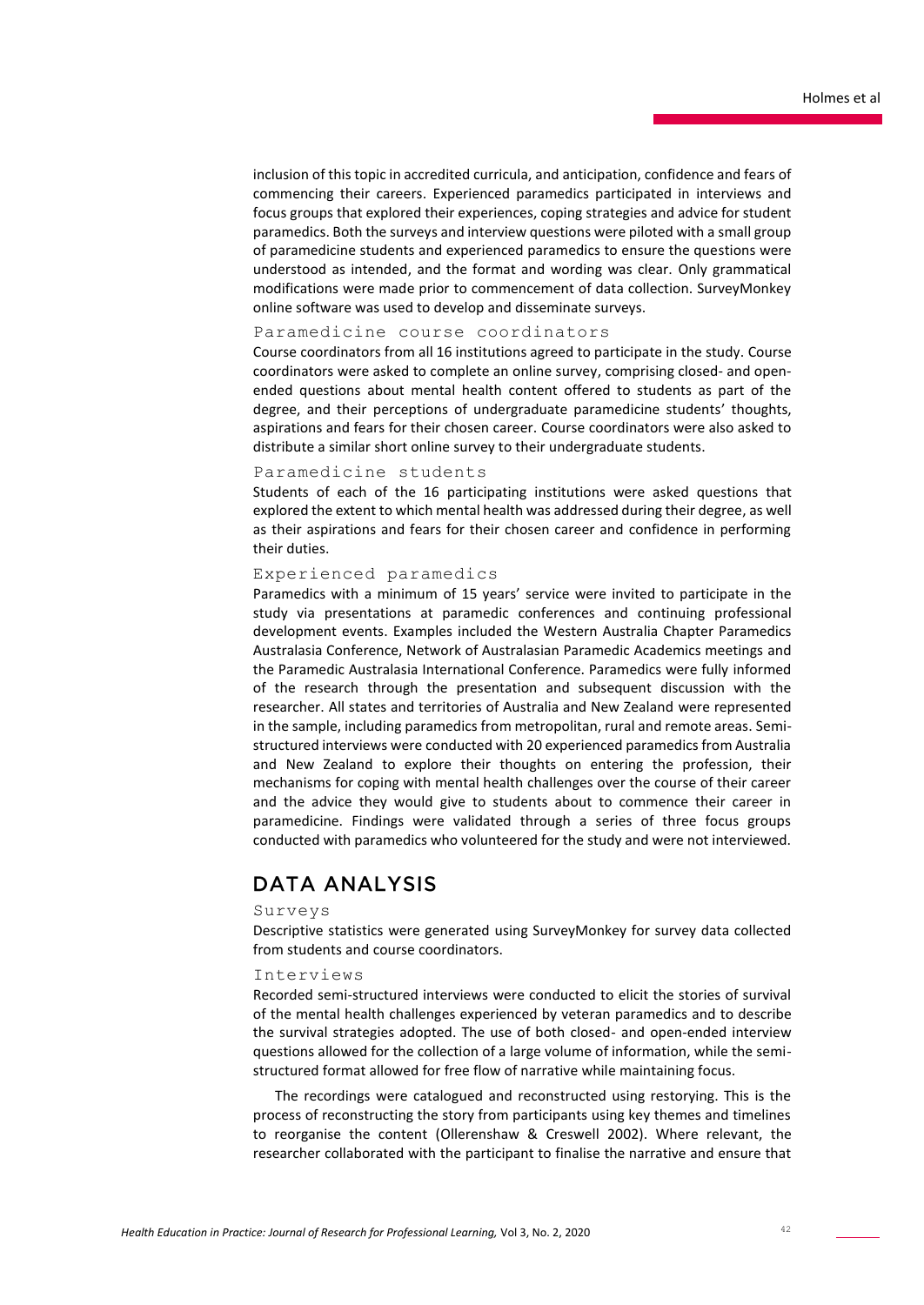inclusion of this topic in accredited curricula, and anticipation, confidence and fears of commencing their careers. Experienced paramedics participated in interviews and focus groups that explored their experiences, coping strategies and advice for student paramedics. Both the surveys and interview questions were piloted with a small group of paramedicine students and experienced paramedics to ensure the questions were understood as intended, and the format and wording was clear. Only grammatical modifications were made prior to commencement of data collection. SurveyMonkey online software was used to develop and disseminate surveys.

### Paramedicine course coordinators

Course coordinators from all 16 institutions agreed to participate in the study. Course coordinators were asked to complete an online survey, comprising closed- and open-ended questions about mental health content offered to students as part of the degree, and their perceptions of undergraduate paramedicine students' thoughts, aspirations and fears for their chosen career. Course coordinators were also asked to distribute a similar short online survey to their undergraduate students.

### Paramedicine students

Students of each of the 16 participating institutions were asked questions that explored the extent to which mental health was addressed during their degree, as well as their aspirations and fears for their chosen career and confidence in performing their duties.

### Experienced paramedics

Paramedics with a minimum of 15 years' service were invited to participate in the study via presentations at paramedic conferences and continuing professional development events. Examples included the Western Australia Chapter Paramedics Australasia Conference, Network of Australasian Paramedic Academics meetings and the Paramedic Australasia International Conference. Paramedics were fully informed of the research through the presentation and subsequent discussion with the researcher. All states and territories of Australia and New Zealand were represented in the sample, including paramedics from metropolitan, rural and remote areas. Semi-structured interviews were conducted with 20 experienced paramedics from Australia and New Zealand to explore their thoughts on entering the profession, their mechanisms for coping with mental health challenges over the course of their career and the advice they would give to students about to commence their career in paramedicine. Findings were validated through a series of three focus groups conducted with paramedics who volunteered for the study and were not interviewed.

## DATA ANALYSIS

### Surveys

Descriptive statistics were generated using SurveyMonkey for survey data collected from students and course coordinators.

### Interviews

Recorded semi-structured interviews were conducted to elicit the stories of survival of the mental health challenges experienced by veteran paramedics and to describe the survival strategies adopted. The use of both closed- and open-ended interview questions allowed for the collection of a large volume of information, while the semi-structured format allowed for free flow of narrative while maintaining focus.

The recordings were catalogued and reconstructed using restorying. This is the process of reconstructing the story from participants using key themes and timelines to reorganise the content (Ollerenshaw & Creswell 2002). Where relevant, the researcher collaborated with the participant to finalise the narrative and ensure that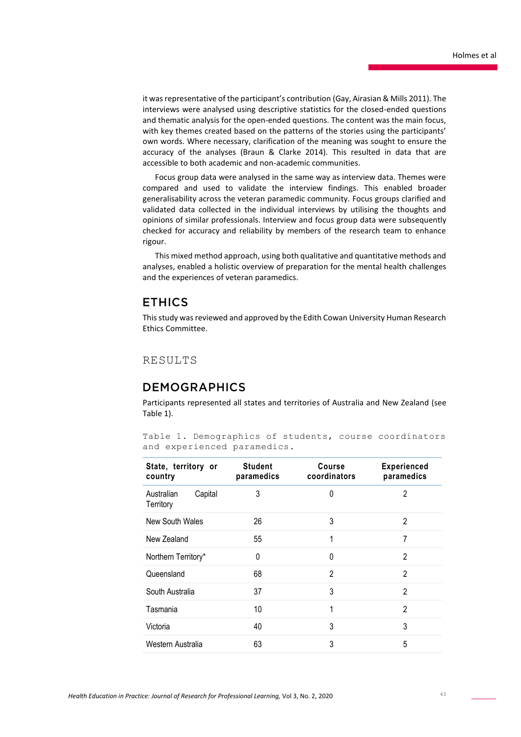it was representative of the participant's contribution (Gay, Airasian & Mills 2011). The interviews were analysed using descriptive statistics for the closed-ended questions and thematic analysis for the open-ended questions. The content was the main focus, with key themes created based on the patterns of the stories using the participants' own words. Where necessary, clarification of the meaning was sought to ensure the accuracy of the analyses (Braun & Clarke 2014). This resulted in data that are accessible to both academic and non-academic communities.

Focus group data were analysed in the same way as interview data. Themes were compared and used to validate the interview findings. This enabled broader generalisability across the veteran paramedic community. Focus groups clarified and validated data collected in the individual interviews by utilising the thoughts and opinions of similar professionals. Interview and focus group data were subsequently checked for accuracy and reliability by members of the research team to enhance rigour.

This mixed method approach, using both qualitative and quantitative methods and analyses, enabled a holistic overview of preparation for the mental health challenges and the experiences of veteran paramedics.

## ETHICS

This study was reviewed and approved by the Edith Cowan University Human Research Ethics Committee.

# RESULTS

## DEMOGRAPHICS

Participants represented all states and territories of Australia and New Zealand (see Table 1).

Table 1. Demographics of students, course coordinators and experienced paramedics.

| State, territory or country | Student paramedics | Course coordinators | Experienced paramedics |
|---|---|---|---|
| Australian Capital Territory | 3 | 0 | 2 |
| New South Wales | 26 | 3 | 2 |
| New Zealand | 55 | 1 | 7 |
| Northern Territory* | 0 | 0 | 2 |
| Queensland | 68 | 2 | 2 |
| South Australia | 37 | 3 | 2 |
| Tasmania | 10 | 1 | 2 |
| Victoria | 40 | 3 | 3 |
| Western Australia | 63 | 3 | 5 |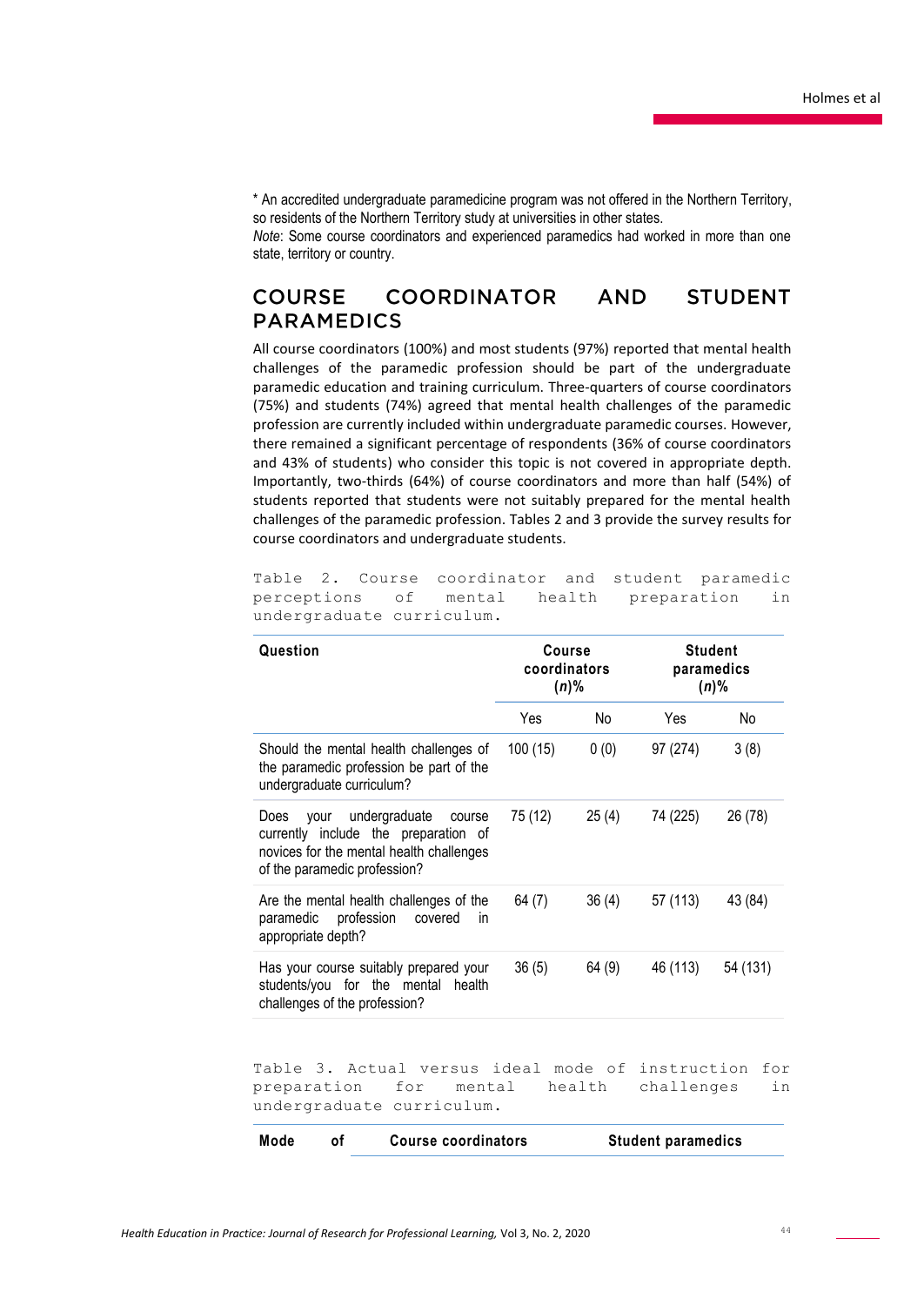* An accredited undergraduate paramedicine program was not offered in the Northern Territory, so residents of the Northern Territory study at universities in other states.

*Note*: Some course coordinators and experienced paramedics had worked in more than one state, territory or country.

## COURSE COORDINATOR AND STUDENT PARAMEDICS

All course coordinators (100%) and most students (97%) reported that mental health challenges of the paramedic profession should be part of the undergraduate paramedic education and training curriculum. Three-quarters of course coordinators (75%) and students (74%) agreed that mental health challenges of the paramedic profession are currently included within undergraduate paramedic courses. However, there remained a significant percentage of respondents (36% of course coordinators and 43% of students) who consider this topic is not covered in appropriate depth. Importantly, two-thirds (64%) of course coordinators and more than half (54%) of students reported that students were not suitably prepared for the mental health challenges of the paramedic profession. Tables 2 and 3 provide the survey results for course coordinators and undergraduate students.

Table 2. Course coordinator and student paramedic perceptions of mental health preparation in undergraduate curriculum.

| Question | Course coordinators (*n*)% | | Student paramedics (*n*)% | |
|---|---|---|---|---|
| | Yes | No | Yes | No |
| Should the mental health challenges of the paramedic profession be part of the undergraduate curriculum? | 100 (15) | 0 (0) | 97 (274) | 3 (8) |
| Does your undergraduate course currently include the preparation of novices for the mental health challenges of the paramedic profession? | 75 (12) | 25 (4) | 74 (225) | 26 (78) |
| Are the mental health challenges of the paramedic profession covered in appropriate depth? | 64 (7) | 36 (4) | 57 (113) | 43 (84) |
| Has your course suitably prepared your students/you for the mental health challenges of the profession? | 36 (5) | 64 (9) | 46 (113) | 54 (131) |

Table 3. Actual versus ideal mode of instruction for preparation for mental health challenges in undergraduate curriculum.

| Mode of | Course coordinators | Student paramedics |
|---|---|---|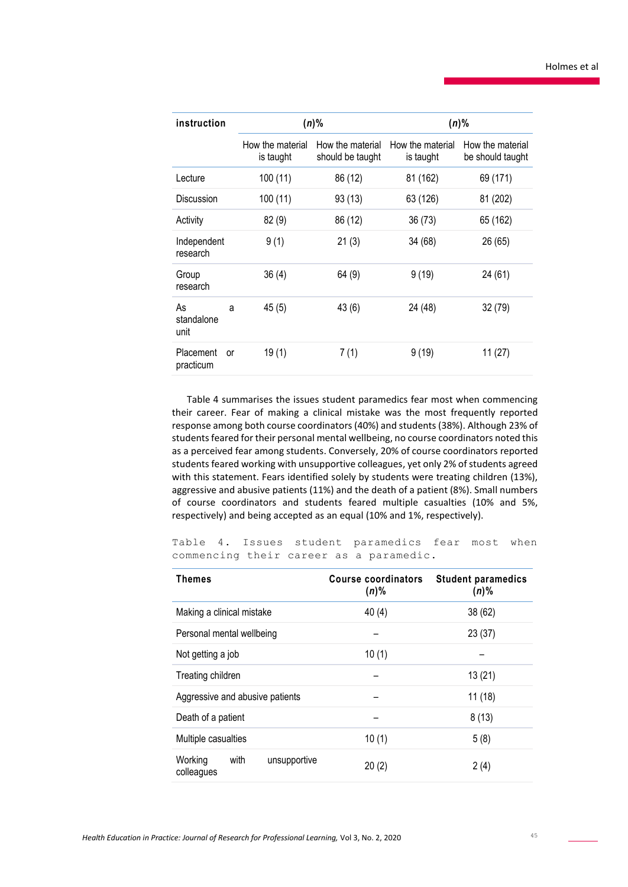| instruction | (n)% | | (n)% | |
|---|---|---|---|---|
| | How the material is taught | How the material should be taught | How the material is taught | How the material be should taught |
| Lecture | 100 (11) | 86 (12) | 81 (162) | 69 (171) |
| Discussion | 100 (11) | 93 (13) | 63 (126) | 81 (202) |
| Activity | 82 (9) | 86 (12) | 36 (73) | 65 (162) |
| Independent research | 9 (1) | 21 (3) | 34 (68) | 26 (65) |
| Group research | 36 (4) | 64 (9) | 9 (19) | 24 (61) |
| As a standalone unit | 45 (5) | 43 (6) | 24 (48) | 32 (79) |
| Placement or practicum | 19 (1) | 7 (1) | 9 (19) | 11 (27) |

Table 4 summarises the issues student paramedics fear most when commencing their career. Fear of making a clinical mistake was the most frequently reported response among both course coordinators (40%) and students (38%). Although 23% of students feared for their personal mental wellbeing, no course coordinators noted this as a perceived fear among students. Conversely, 20% of course coordinators reported students feared working with unsupportive colleagues, yet only 2% of students agreed with this statement. Fears identified solely by students were treating children (13%), aggressive and abusive patients (11%) and the death of a patient (8%). Small numbers of course coordinators and students feared multiple casualties (10% and 5%, respectively) and being accepted as an equal (10% and 1%, respectively).

Table 4. Issues student paramedics fear most when commencing their career as a paramedic.

| Themes | Course coordinators (n)% | Student paramedics (n)% |
|---|---|---|
| Making a clinical mistake | 40 (4) | 38 (62) |
| Personal mental wellbeing | – | 23 (37) |
| Not getting a job | 10 (1) | – |
| Treating children | – | 13 (21) |
| Aggressive and abusive patients | – | 11 (18) |
| Death of a patient | – | 8 (13) |
| Multiple casualties | 10 (1) | 5 (8) |
| Working with unsupportive colleagues | 20 (2) | 2 (4) |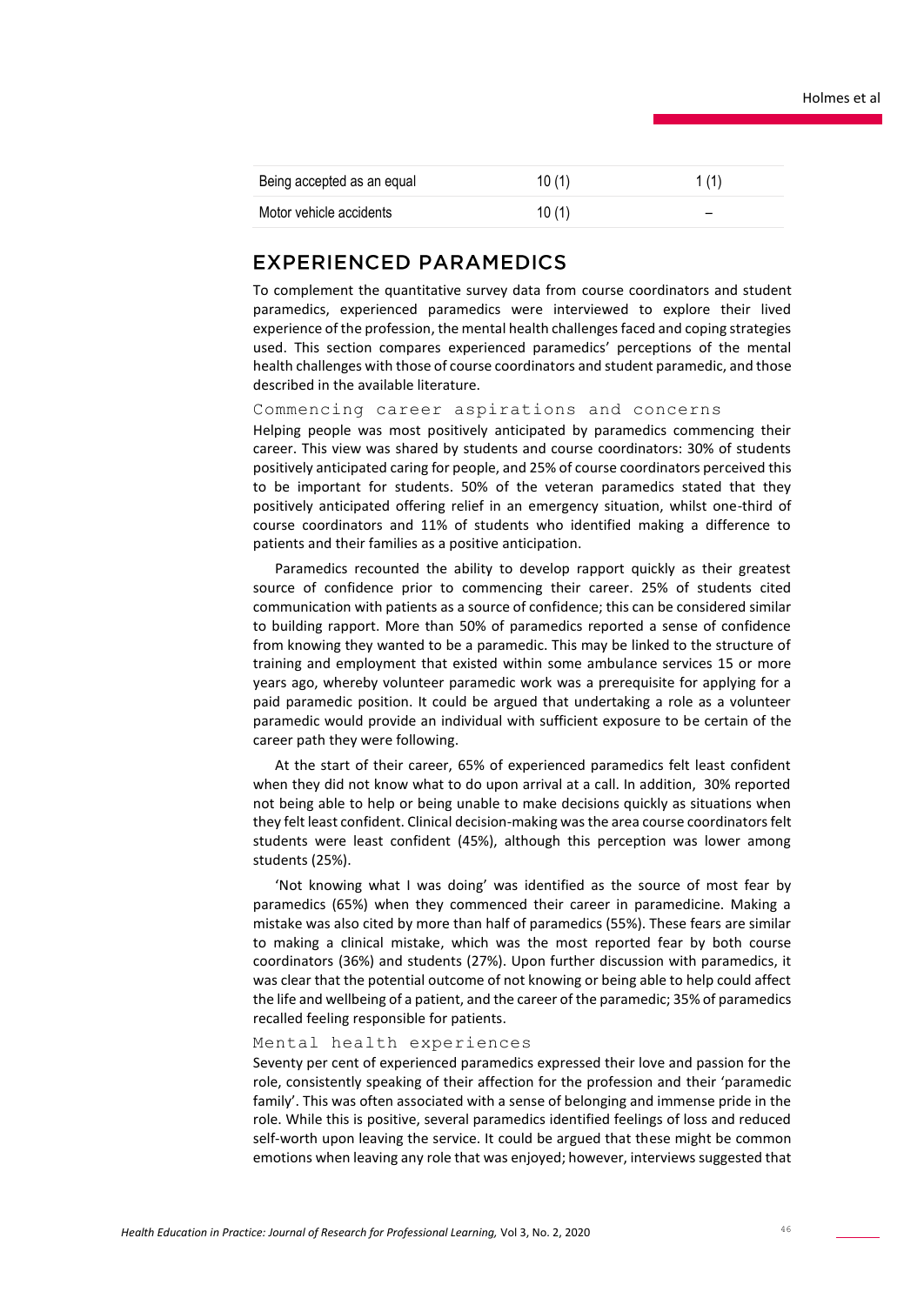| | | |
|---|---|---|
| Being accepted as an equal | 10 (1) | 1 (1) |
| Motor vehicle accidents | 10 (1) | – |

## EXPERIENCED PARAMEDICS

To complement the quantitative survey data from course coordinators and student paramedics, experienced paramedics were interviewed to explore their lived experience of the profession, the mental health challenges faced and coping strategies used. This section compares experienced paramedics' perceptions of the mental health challenges with those of course coordinators and student paramedic, and those described in the available literature.

### Commencing career aspirations and concerns

Helping people was most positively anticipated by paramedics commencing their career. This view was shared by students and course coordinators: 30% of students positively anticipated caring for people, and 25% of course coordinators perceived this to be important for students. 50% of the veteran paramedics stated that they positively anticipated offering relief in an emergency situation, whilst one-third of course coordinators and 11% of students who identified making a difference to patients and their families as a positive anticipation.

Paramedics recounted the ability to develop rapport quickly as their greatest source of confidence prior to commencing their career. 25% of students cited communication with patients as a source of confidence; this can be considered similar to building rapport. More than 50% of paramedics reported a sense of confidence from knowing they wanted to be a paramedic. This may be linked to the structure of training and employment that existed within some ambulance services 15 or more years ago, whereby volunteer paramedic work was a prerequisite for applying for a paid paramedic position. It could be argued that undertaking a role as a volunteer paramedic would provide an individual with sufficient exposure to be certain of the career path they were following.

At the start of their career, 65% of experienced paramedics felt least confident when they did not know what to do upon arrival at a call. In addition, 30% reported not being able to help or being unable to make decisions quickly as situations when they felt least confident. Clinical decision-making was the area course coordinators felt students were least confident (45%), although this perception was lower among students (25%).

'Not knowing what I was doing' was identified as the source of most fear by paramedics (65%) when they commenced their career in paramedicine. Making a mistake was also cited by more than half of paramedics (55%). These fears are similar to making a clinical mistake, which was the most reported fear by both course coordinators (36%) and students (27%). Upon further discussion with paramedics, it was clear that the potential outcome of not knowing or being able to help could affect the life and wellbeing of a patient, and the career of the paramedic; 35% of paramedics recalled feeling responsible for patients.

### Mental health experiences

Seventy per cent of experienced paramedics expressed their love and passion for the role, consistently speaking of their affection for the profession and their 'paramedic family'. This was often associated with a sense of belonging and immense pride in the role. While this is positive, several paramedics identified feelings of loss and reduced self-worth upon leaving the service. It could be argued that these might be common emotions when leaving any role that was enjoyed; however, interviews suggested that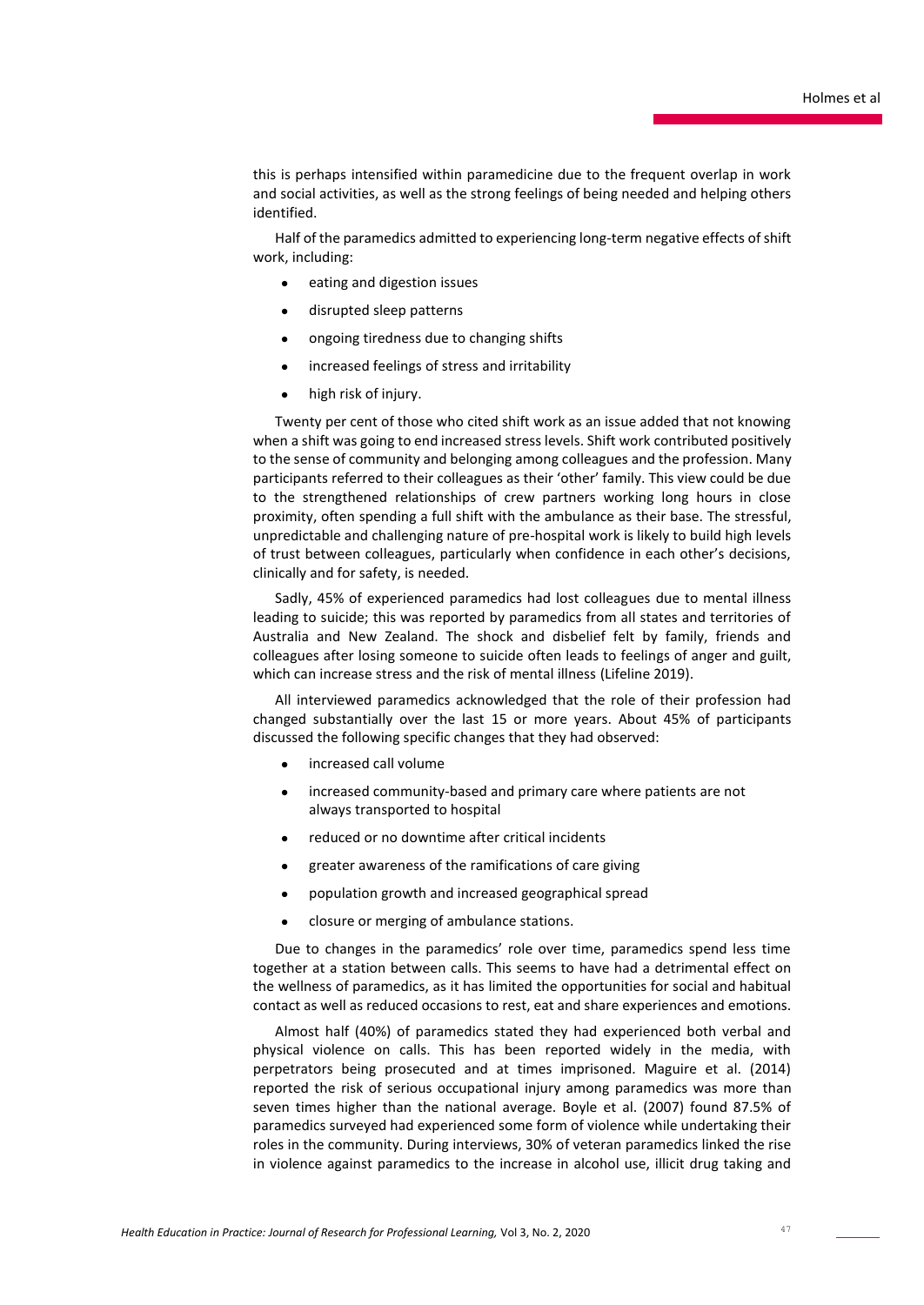this is perhaps intensified within paramedicine due to the frequent overlap in work and social activities, as well as the strong feelings of being needed and helping others identified.

Half of the paramedics admitted to experiencing long-term negative effects of shift work, including:

- eating and digestion issues
- disrupted sleep patterns
- ongoing tiredness due to changing shifts
- increased feelings of stress and irritability
- high risk of injury.

Twenty per cent of those who cited shift work as an issue added that not knowing when a shift was going to end increased stress levels. Shift work contributed positively to the sense of community and belonging among colleagues and the profession. Many participants referred to their colleagues as their 'other' family. This view could be due to the strengthened relationships of crew partners working long hours in close proximity, often spending a full shift with the ambulance as their base. The stressful, unpredictable and challenging nature of pre-hospital work is likely to build high levels of trust between colleagues, particularly when confidence in each other's decisions, clinically and for safety, is needed.

Sadly, 45% of experienced paramedics had lost colleagues due to mental illness leading to suicide; this was reported by paramedics from all states and territories of Australia and New Zealand. The shock and disbelief felt by family, friends and colleagues after losing someone to suicide often leads to feelings of anger and guilt, which can increase stress and the risk of mental illness (Lifeline 2019).

All interviewed paramedics acknowledged that the role of their profession had changed substantially over the last 15 or more years. About 45% of participants discussed the following specific changes that they had observed:

- increased call volume
- increased community-based and primary care where patients are not always transported to hospital
- reduced or no downtime after critical incidents
- greater awareness of the ramifications of care giving
- population growth and increased geographical spread
- closure or merging of ambulance stations.

Due to changes in the paramedics' role over time, paramedics spend less time together at a station between calls. This seems to have had a detrimental effect on the wellness of paramedics, as it has limited the opportunities for social and habitual contact as well as reduced occasions to rest, eat and share experiences and emotions.

Almost half (40%) of paramedics stated they had experienced both verbal and physical violence on calls. This has been reported widely in the media, with perpetrators being prosecuted and at times imprisoned. Maguire et al. (2014) reported the risk of serious occupational injury among paramedics was more than seven times higher than the national average. Boyle et al. (2007) found 87.5% of paramedics surveyed had experienced some form of violence while undertaking their roles in the community. During interviews, 30% of veteran paramedics linked the rise in violence against paramedics to the increase in alcohol use, illicit drug taking and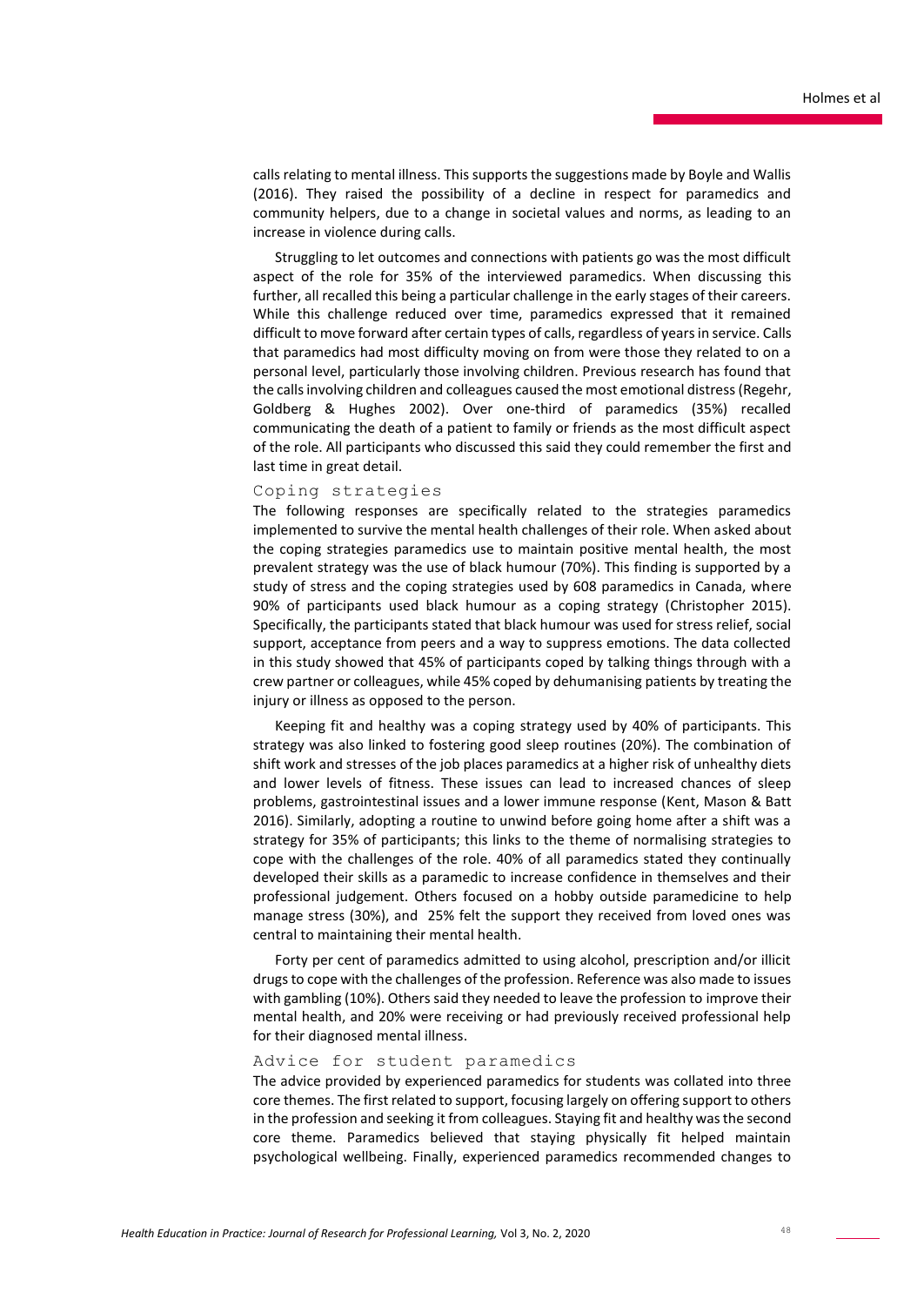calls relating to mental illness. This supports the suggestions made by Boyle and Wallis (2016). They raised the possibility of a decline in respect for paramedics and community helpers, due to a change in societal values and norms, as leading to an increase in violence during calls.

Struggling to let outcomes and connections with patients go was the most difficult aspect of the role for 35% of the interviewed paramedics. When discussing this further, all recalled this being a particular challenge in the early stages of their careers. While this challenge reduced over time, paramedics expressed that it remained difficult to move forward after certain types of calls, regardless of years in service. Calls that paramedics had most difficulty moving on from were those they related to on a personal level, particularly those involving children. Previous research has found that the calls involving children and colleagues caused the most emotional distress (Regehr, Goldberg & Hughes 2002). Over one-third of paramedics (35%) recalled communicating the death of a patient to family or friends as the most difficult aspect of the role. All participants who discussed this said they could remember the first and last time in great detail.

### Coping strategies

The following responses are specifically related to the strategies paramedics implemented to survive the mental health challenges of their role. When asked about the coping strategies paramedics use to maintain positive mental health, the most prevalent strategy was the use of black humour (70%). This finding is supported by a study of stress and the coping strategies used by 608 paramedics in Canada, where 90% of participants used black humour as a coping strategy (Christopher 2015). Specifically, the participants stated that black humour was used for stress relief, social support, acceptance from peers and a way to suppress emotions. The data collected in this study showed that 45% of participants coped by talking things through with a crew partner or colleagues, while 45% coped by dehumanising patients by treating the injury or illness as opposed to the person.

Keeping fit and healthy was a coping strategy used by 40% of participants. This strategy was also linked to fostering good sleep routines (20%). The combination of shift work and stresses of the job places paramedics at a higher risk of unhealthy diets and lower levels of fitness. These issues can lead to increased chances of sleep problems, gastrointestinal issues and a lower immune response (Kent, Mason & Batt 2016). Similarly, adopting a routine to unwind before going home after a shift was a strategy for 35% of participants; this links to the theme of normalising strategies to cope with the challenges of the role. 40% of all paramedics stated they continually developed their skills as a paramedic to increase confidence in themselves and their professional judgement. Others focused on a hobby outside paramedicine to help manage stress (30%), and 25% felt the support they received from loved ones was central to maintaining their mental health.

Forty per cent of paramedics admitted to using alcohol, prescription and/or illicit drugs to cope with the challenges of the profession. Reference was also made to issues with gambling (10%). Others said they needed to leave the profession to improve their mental health, and 20% were receiving or had previously received professional help for their diagnosed mental illness.

### Advice for student paramedics

The advice provided by experienced paramedics for students was collated into three core themes. The first related to support, focusing largely on offering support to others in the profession and seeking it from colleagues. Staying fit and healthy was the second core theme. Paramedics believed that staying physically fit helped maintain psychological wellbeing. Finally, experienced paramedics recommended changes to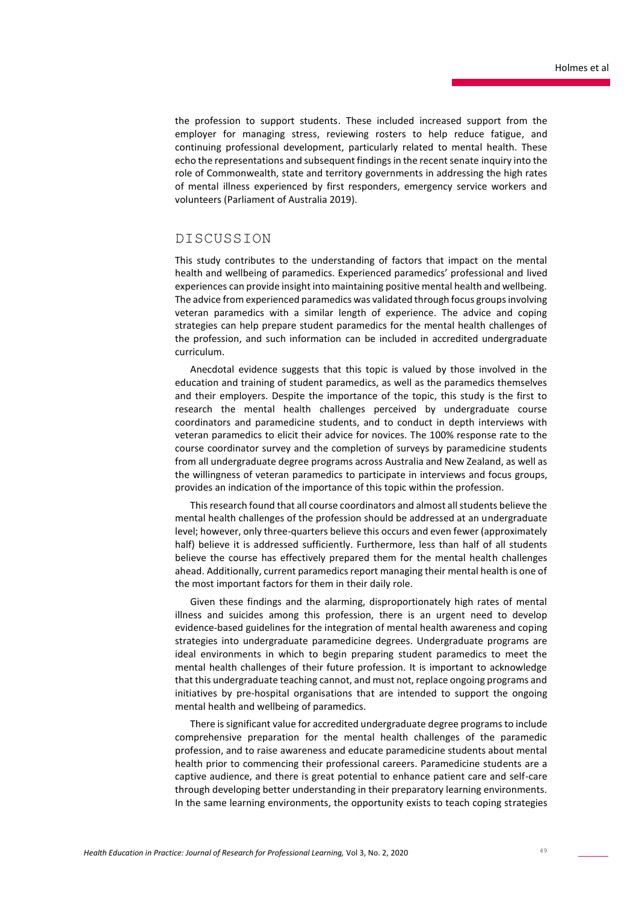the profession to support students. These included increased support from the employer for managing stress, reviewing rosters to help reduce fatigue, and continuing professional development, particularly related to mental health. These echo the representations and subsequent findings in the recent senate inquiry into the role of Commonwealth, state and territory governments in addressing the high rates of mental illness experienced by first responders, emergency service workers and volunteers (Parliament of Australia 2019).

## DISCUSSION

This study contributes to the understanding of factors that impact on the mental health and wellbeing of paramedics. Experienced paramedics' professional and lived experiences can provide insight into maintaining positive mental health and wellbeing. The advice from experienced paramedics was validated through focus groups involving veteran paramedics with a similar length of experience. The advice and coping strategies can help prepare student paramedics for the mental health challenges of the profession, and such information can be included in accredited undergraduate curriculum.

Anecdotal evidence suggests that this topic is valued by those involved in the education and training of student paramedics, as well as the paramedics themselves and their employers. Despite the importance of the topic, this study is the first to research the mental health challenges perceived by undergraduate course coordinators and paramedicine students, and to conduct in depth interviews with veteran paramedics to elicit their advice for novices. The 100% response rate to the course coordinator survey and the completion of surveys by paramedicine students from all undergraduate degree programs across Australia and New Zealand, as well as the willingness of veteran paramedics to participate in interviews and focus groups, provides an indication of the importance of this topic within the profession.

This research found that all course coordinators and almost all students believe the mental health challenges of the profession should be addressed at an undergraduate level; however, only three-quarters believe this occurs and even fewer (approximately half) believe it is addressed sufficiently. Furthermore, less than half of all students believe the course has effectively prepared them for the mental health challenges ahead. Additionally, current paramedics report managing their mental health is one of the most important factors for them in their daily role.

Given these findings and the alarming, disproportionately high rates of mental illness and suicides among this profession, there is an urgent need to develop evidence-based guidelines for the integration of mental health awareness and coping strategies into undergraduate paramedicine degrees. Undergraduate programs are ideal environments in which to begin preparing student paramedics to meet the mental health challenges of their future profession. It is important to acknowledge that this undergraduate teaching cannot, and must not, replace ongoing programs and initiatives by pre-hospital organisations that are intended to support the ongoing mental health and wellbeing of paramedics.

There is significant value for accredited undergraduate degree programs to include comprehensive preparation for the mental health challenges of the paramedic profession, and to raise awareness and educate paramedicine students about mental health prior to commencing their professional careers. Paramedicine students are a captive audience, and there is great potential to enhance patient care and self-care through developing better understanding in their preparatory learning environments. In the same learning environments, the opportunity exists to teach coping strategies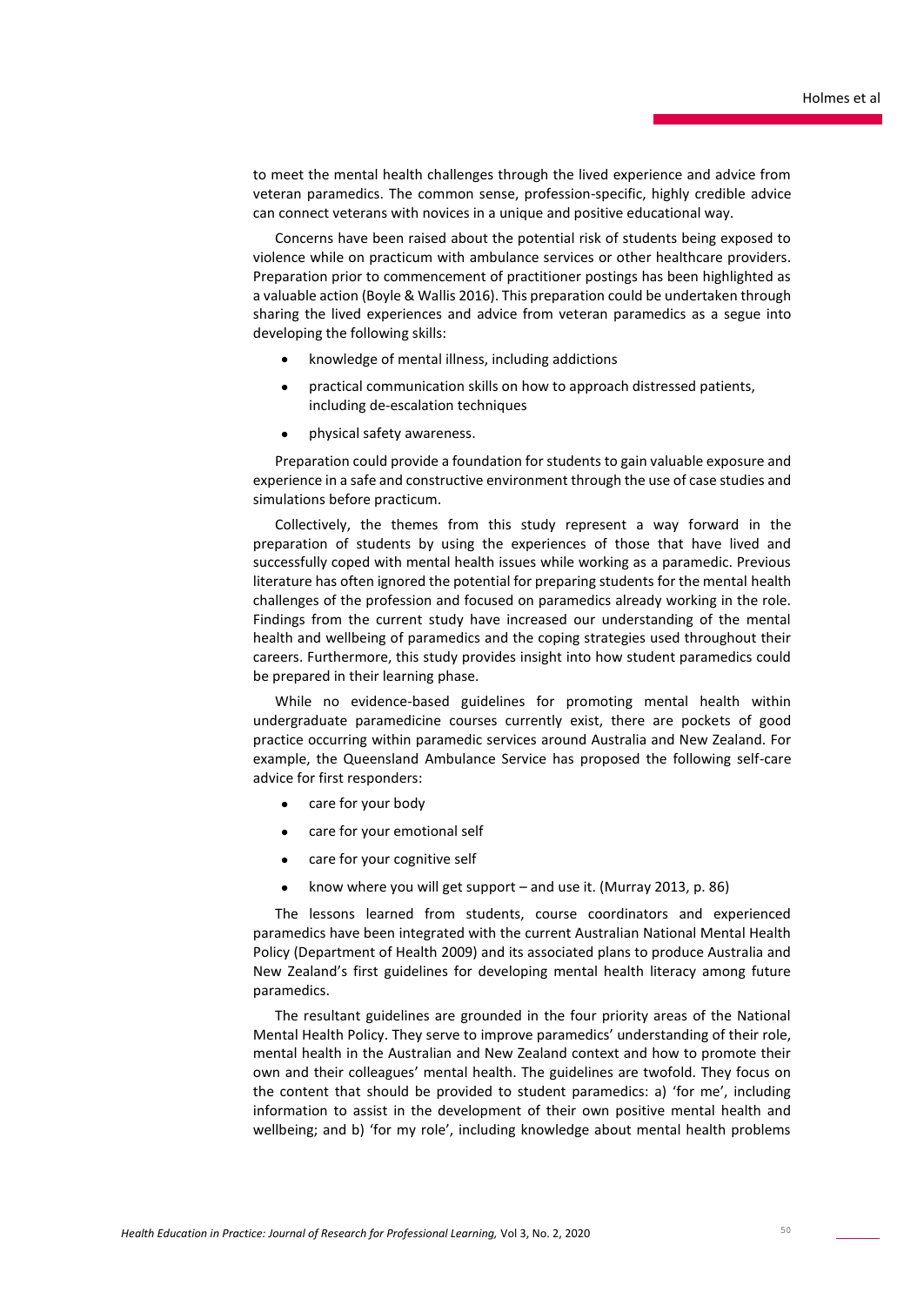to meet the mental health challenges through the lived experience and advice from veteran paramedics. The common sense, profession-specific, highly credible advice can connect veterans with novices in a unique and positive educational way.

Concerns have been raised about the potential risk of students being exposed to violence while on practicum with ambulance services or other healthcare providers. Preparation prior to commencement of practitioner postings has been highlighted as a valuable action (Boyle & Wallis 2016). This preparation could be undertaken through sharing the lived experiences and advice from veteran paramedics as a segue into developing the following skills:

- knowledge of mental illness, including addictions
- practical communication skills on how to approach distressed patients, including de-escalation techniques
- physical safety awareness.

Preparation could provide a foundation for students to gain valuable exposure and experience in a safe and constructive environment through the use of case studies and simulations before practicum.

Collectively, the themes from this study represent a way forward in the preparation of students by using the experiences of those that have lived and successfully coped with mental health issues while working as a paramedic. Previous literature has often ignored the potential for preparing students for the mental health challenges of the profession and focused on paramedics already working in the role. Findings from the current study have increased our understanding of the mental health and wellbeing of paramedics and the coping strategies used throughout their careers. Furthermore, this study provides insight into how student paramedics could be prepared in their learning phase.

While no evidence-based guidelines for promoting mental health within undergraduate paramedicine courses currently exist, there are pockets of good practice occurring within paramedic services around Australia and New Zealand. For example, the Queensland Ambulance Service has proposed the following self-care advice for first responders:

- care for your body
- care for your emotional self
- care for your cognitive self
- know where you will get support – and use it. (Murray 2013, p. 86)

The lessons learned from students, course coordinators and experienced paramedics have been integrated with the current Australian National Mental Health Policy (Department of Health 2009) and its associated plans to produce Australia and New Zealand's first guidelines for developing mental health literacy among future paramedics.

The resultant guidelines are grounded in the four priority areas of the National Mental Health Policy. They serve to improve paramedics' understanding of their role, mental health in the Australian and New Zealand context and how to promote their own and their colleagues' mental health. The guidelines are twofold. They focus on the content that should be provided to student paramedics: a) 'for me', including information to assist in the development of their own positive mental health and wellbeing; and b) 'for my role', including knowledge about mental health problems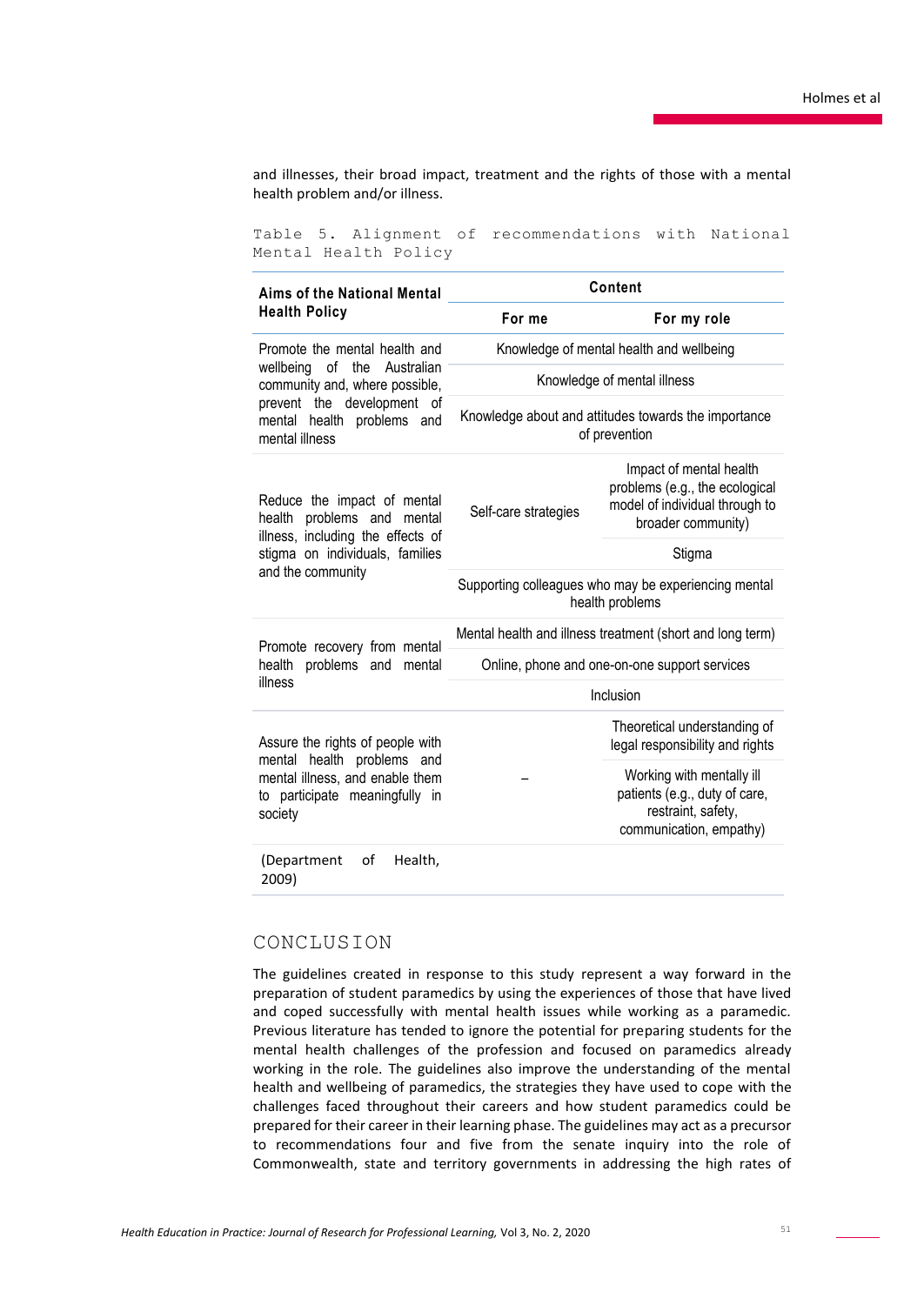and illnesses, their broad impact, treatment and the rights of those with a mental health problem and/or illness.

Table 5. Alignment of recommendations with National Mental Health Policy

| Aims of the National Mental Health Policy | Content | |
|---|---|---|
| | For me | For my role |
| Promote the mental health and wellbeing of the Australian community and, where possible, prevent the development of mental health problems and mental illness | Knowledge of mental health and wellbeing | |
| | Knowledge of mental illness | |
| | Knowledge about and attitudes towards the importance of prevention | |
| Reduce the impact of mental health problems and mental illness, including the effects of stigma on individuals, families and the community | Self-care strategies | Impact of mental health problems (e.g., the ecological model of individual through to broader community) |
| | | Stigma |
| | Supporting colleagues who may be experiencing mental health problems | |
| Promote recovery from mental health problems and mental illness | Mental health and illness treatment (short and long term) | |
| | Online, phone and one-on-one support services | |
| | Inclusion | |
| Assure the rights of people with mental health problems and mental illness, and enable them to participate meaningfully in society | – | Theoretical understanding of legal responsibility and rights |
| | | Working with mentally ill patients (e.g., duty of care, restraint, safety, communication, empathy) |
| (Department of Health, 2009) | | |

## CONCLUSION

The guidelines created in response to this study represent a way forward in the preparation of student paramedics by using the experiences of those that have lived and coped successfully with mental health issues while working as a paramedic. Previous literature has tended to ignore the potential for preparing students for the mental health challenges of the profession and focused on paramedics already working in the role. The guidelines also improve the understanding of the mental health and wellbeing of paramedics, the strategies they have used to cope with the challenges faced throughout their careers and how student paramedics could be prepared for their career in their learning phase. The guidelines may act as a precursor to recommendations four and five from the senate inquiry into the role of Commonwealth, state and territory governments in addressing the high rates of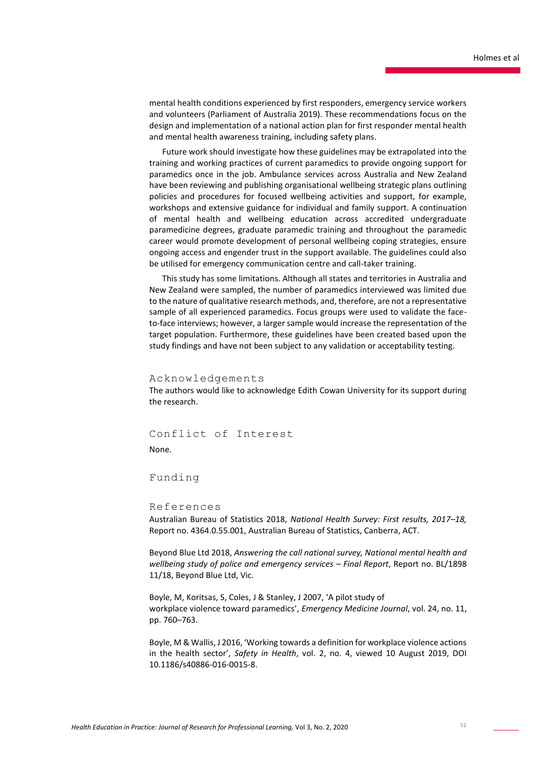mental health conditions experienced by first responders, emergency service workers and volunteers (Parliament of Australia 2019). These recommendations focus on the design and implementation of a national action plan for first responder mental health and mental health awareness training, including safety plans.

Future work should investigate how these guidelines may be extrapolated into the training and working practices of current paramedics to provide ongoing support for paramedics once in the job. Ambulance services across Australia and New Zealand have been reviewing and publishing organisational wellbeing strategic plans outlining policies and procedures for focused wellbeing activities and support, for example, workshops and extensive guidance for individual and family support. A continuation of mental health and wellbeing education across accredited undergraduate paramedicine degrees, graduate paramedic training and throughout the paramedic career would promote development of personal wellbeing coping strategies, ensure ongoing access and engender trust in the support available. The guidelines could also be utilised for emergency communication centre and call-taker training.

This study has some limitations. Although all states and territories in Australia and New Zealand were sampled, the number of paramedics interviewed was limited due to the nature of qualitative research methods, and, therefore, are not a representative sample of all experienced paramedics. Focus groups were used to validate the face-to-face interviews; however, a larger sample would increase the representation of the target population. Furthermore, these guidelines have been created based upon the study findings and have not been subject to any validation or acceptability testing.

## Acknowledgements

The authors would like to acknowledge Edith Cowan University for its support during the research.

## Conflict of Interest

None.

## Funding

## References

Australian Bureau of Statistics 2018, *National Health Survey: First results, 2017–18,* Report no. 4364.0.55.001, Australian Bureau of Statistics, Canberra, ACT.

Beyond Blue Ltd 2018, *Answering the call national survey, National mental health and wellbeing study of police and emergency services – Final Report*, Report no. BL/1898 11/18, Beyond Blue Ltd, Vic.

Boyle, M, Koritsas, S, Coles, J & Stanley, J 2007, 'A pilot study of workplace violence toward paramedics', *Emergency Medicine Journal*, vol. 24, no. 11, pp. 760–763.

Boyle, M & Wallis, J 2016, 'Working towards a definition for workplace violence actions in the health sector', *Safety in Health*, vol. 2, no. 4, viewed 10 August 2019, DOI 10.1186/s40886-016-0015-8.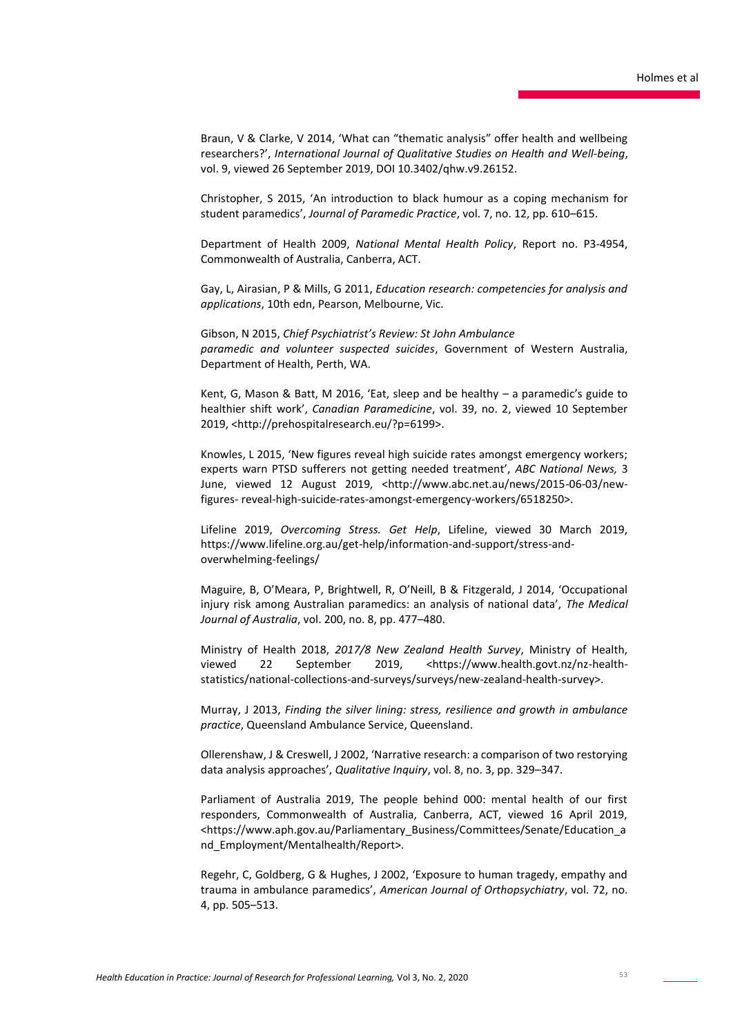Braun, V & Clarke, V 2014, 'What can "thematic analysis" offer health and wellbeing researchers?', *International Journal of Qualitative Studies on Health and Well-being*, vol. 9, viewed 26 September 2019, DOI 10.3402/qhw.v9.26152.

Christopher, S 2015, 'An introduction to black humour as a coping mechanism for student paramedics', *Journal of Paramedic Practice*, vol. 7, no. 12, pp. 610–615.

Department of Health 2009, *National Mental Health Policy*, Report no. P3-4954, Commonwealth of Australia, Canberra, ACT.

Gay, L, Airasian, P & Mills, G 2011, *Education research: competencies for analysis and applications*, 10th edn, Pearson, Melbourne, Vic.

Gibson, N 2015, *Chief Psychiatrist's Review: St John Ambulance paramedic and volunteer suspected suicides*, Government of Western Australia, Department of Health, Perth, WA.

Kent, G, Mason & Batt, M 2016, 'Eat, sleep and be healthy – a paramedic's guide to healthier shift work', *Canadian Paramedicine*, vol. 39, no. 2, viewed 10 September 2019, <http://prehospitalresearch.eu/?p=6199>.

Knowles, L 2015, 'New figures reveal high suicide rates amongst emergency workers; experts warn PTSD sufferers not getting needed treatment', *ABC National News,* 3 June, viewed 12 August 2019, <http://www.abc.net.au/news/2015-06-03/new-figures- reveal-high-suicide-rates-amongst-emergency-workers/6518250>.

Lifeline 2019, *Overcoming Stress. Get Help*, Lifeline, viewed 30 March 2019, https://www.lifeline.org.au/get-help/information-and-support/stress-and-overwhelming-feelings/

Maguire, B, O'Meara, P, Brightwell, R, O'Neill, B & Fitzgerald, J 2014, 'Occupational injury risk among Australian paramedics: an analysis of national data', *The Medical Journal of Australia*, vol. 200, no. 8, pp. 477–480.

Ministry of Health 2018, *2017/8 New Zealand Health Survey*, Ministry of Health, viewed 22 September 2019, <https://www.health.govt.nz/nz-health-statistics/national-collections-and-surveys/surveys/new-zealand-health-survey>.

Murray, J 2013, *Finding the silver lining: stress, resilience and growth in ambulance practice*, Queensland Ambulance Service, Queensland.

Ollerenshaw, J & Creswell, J 2002, 'Narrative research: a comparison of two restorying data analysis approaches', *Qualitative Inquiry*, vol. 8, no. 3, pp. 329–347.

Parliament of Australia 2019, The people behind 000: mental health of our first responders, Commonwealth of Australia, Canberra, ACT, viewed 16 April 2019, <https://www.aph.gov.au/Parliamentary_Business/Committees/Senate/Education_and_Employment/Mentalhealth/Report>.

Regehr, C, Goldberg, G & Hughes, J 2002, 'Exposure to human tragedy, empathy and trauma in ambulance paramedics', *American Journal of Orthopsychiatry*, vol. 72, no. 4, pp. 505–513.